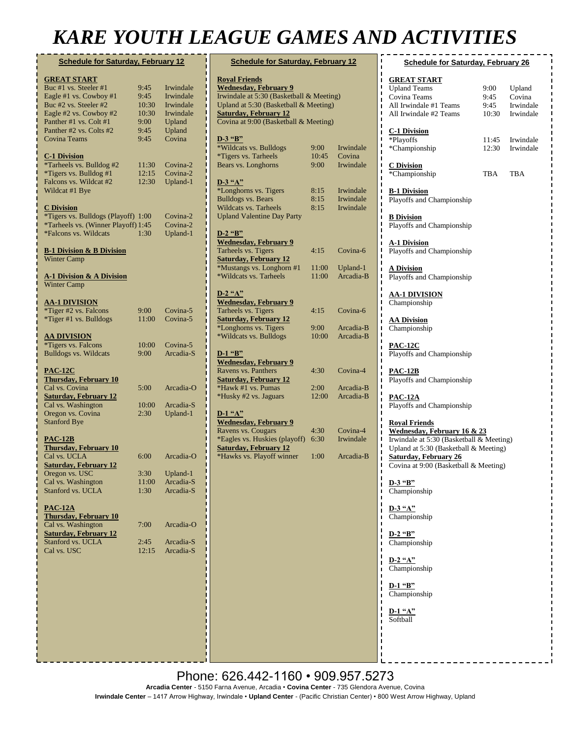# KARE YOUTH LEAGUE GAMES AND ACTIVITIES

## Schedule for Saturday, February 12

**GREAT START**

| Game | Time | Location |
|---|---|---|
| Buc #1 vs. Steeler #1 | 9:45 | Irwindale |
| Eagle #1 vs. Cowboy #1 | 9:45 | Irwindale |
| Buc #2 vs. Steeler #2 | 10:30 | Irwindale |
| Eagle #2 vs. Cowboy #2 | 10:30 | Irwindale |
| Panther #1 vs. Colt #1 | 9:00 | Upland |
| Panther #2 vs. Colts #2 | 9:45 | Upland |
| Covina Teams | 9:45 | Covina |

**C-1 Division**

| Game | Time | Location |
|---|---|---|
| *Tarheels vs. Bulldog #2 | 11:30 | Covina-2 |
| *Tigers vs. Bulldog #1 | 12:15 | Covina-2 |
| Falcons vs. Wildcat #2 | 12:30 | Upland-1 |
| Wildcat #1 Bye | | |

**C Division**

| Game | Time | Location |
|---|---|---|
| *Tigers vs. Bulldogs (Playoff) | 1:00 | Covina-2 |
| *Tarheels vs. (Winner Playoff) | 1:45 | Covina-2 |
| *Falcons vs. Wildcats | 1:30 | Upland-1 |

**B-1 Division & B Division**
Winter Camp

**A-1 Division & A Division**
Winter Camp

**AA-1 DIVISION**

| Game | Time | Location |
|---|---|---|
| *Tiger #2 vs. Falcons | 9:00 | Covina-5 |
| *Tiger #1 vs. Bulldogs | 11:00 | Covina-5 |

**AA DIVISION**

| Game | Time | Location |
|---|---|---|
| *Tigers vs. Falcons | 10:00 | Covina-5 |
| Bulldogs vs. Wildcats | 9:00 | Arcadia-S |

**PAC-12C**

| Game | Time | Location |
|---|---|---|
| **Thursday, February 10** | | |
| Cal vs. Covina | 5:00 | Arcadia-O |
| **Saturday, February 12** | | |
| Cal vs. Washington | 10:00 | Arcadia-S |
| Oregon vs. Covina | 2:30 | Upland-1 |
| Stanford Bye | | |

**PAC-12B**

| Game | Time | Location |
|---|---|---|
| **Thursday, February 10** | | |
| Cal vs. UCLA | 6:00 | Arcadia-O |
| **Saturday, February 12** | | |
| Oregon vs. USC | 3:30 | Upland-1 |
| Cal vs. Washington | 11:00 | Arcadia-S |
| Stanford vs. UCLA | 1:30 | Arcadia-S |

**PAC-12A**

| Game | Time | Location |
|---|---|---|
| **Thursday, February 10** | | |
| Cal vs. Washington | 7:00 | Arcadia-O |
| **Saturday, February 12** | | |
| Stanford vs. UCLA | 2:45 | Arcadia-S |
| Cal vs. USC | 12:15 | Arcadia-S |

## Schedule for Saturday, February 12

**Royal Friends**
**Wednesday, February 9**
Irwindale at 5:30 (Basketball & Meeting)
Upland at 5:30 (Basketball & Meeting)
**Saturday, February 12**
Covina at 9:00 (Basketball & Meeting)

**D-3 "B"**

| Game | Time | Location |
|---|---|---|
| *Wildcats vs. Bulldogs | 9:00 | Irwindale |
| *Tigers vs. Tarheels | 10:45 | Covina |
| Bears vs. Longhorns | 9:00 | Irwindale |

**D-3 "A"**

| Game | Time | Location |
|---|---|---|
| *Longhorns vs. Tigers | 8:15 | Irwindale |
| Bulldogs vs. Bears | 8:15 | Irwindale |
| Wildcats vs. Tarheels | 8:15 | Irwindale |
| Upland Valentine Day Party | | |

**D-2 "B"**

| Game | Time | Location |
|---|---|---|
| **Wednesday, February 9** | | |
| Tarheels vs. Tigers | 4:15 | Covina-6 |
| **Saturday, February 12** | | |
| *Mustangs vs. Longhorn #1 | 11:00 | Upland-1 |
| *Wildcats vs. Tarheels | 11:00 | Arcadia-B |

**D-2 "A"**

| Game | Time | Location |
|---|---|---|
| **Wednesday, February 9** | | |
| Tarheels vs. Tigers | 4:15 | Covina-6 |
| **Saturday, February 12** | | |
| *Longhorns vs. Tigers | 9:00 | Arcadia-B |
| *Wildcats vs. Bulldogs | 10:00 | Arcadia-B |

**D-1 "B"**

| Game | Time | Location |
|---|---|---|
| **Wednesday, February 9** | | |
| Ravens vs. Panthers | 4:30 | Covina-4 |
| **Saturday, February 12** | | |
| *Hawk #1 vs. Pumas | 2:00 | Arcadia-B |
| *Husky #2 vs. Jaguars | 12:00 | Arcadia-B |

**D-1 "A"**

| Game | Time | Location |
|---|---|---|
| **Wednesday, February 9** | | |
| Ravens vs. Cougars | 4:30 | Covina-4 |
| *Eagles vs. Huskies (playoff) | 6:30 | Irwindale |
| **Saturday, February 12** | | |
| *Hawks vs. Playoff winner | 1:00 | Arcadia-B |

## Schedule for Saturday, February 26

**GREAT START**

| Game | Time | Location |
|---|---|---|
| Upland Teams | 9:00 | Upland |
| Covina Teams | 9:45 | Covina |
| All Irwindale #1 Teams | 9:45 | Irwindale |
| All Irwindale #2 Teams | 10:30 | Irwindale |

**C-1 Division**

| Game | Time | Location |
|---|---|---|
| *Playoffs | 11:45 | Irwindale |
| *Championship | 12:30 | Irwindale |

**C Division**

| Game | Time | Location |
|---|---|---|
| *Championship | TBA | TBA |

**B-1 Division**
Playoffs and Championship

**B Division**
Playoffs and Championship

**A-1 Division**
Playoffs and Championship

**A Division**
Playoffs and Championship

**AA-1 DIVISION**
Championship

**AA Division**
Championship

**PAC-12C**
Playoffs and Championship

**PAC-12B**
Playoffs and Championship

**PAC-12A**
Playoffs and Championship

**Royal Friends**
**Wednesday, February 16 & 23**
Irwindale at 5:30 (Basketball & Meeting)
Upland at 5:30 (Basketball & Meeting)
**Saturday, February 26**
Covina at 9:00 (Basketball & Meeting)

**D-3 "B"**
Championship

**D-3 "A"**
Championship

**D-2 "B"**
Championship

**D-2 "A"**
Championship

**D-1 "B"**
Championship

**D-1 "A"**
Softball

Phone: 626.442-1160 • 909.957.5273

**Arcadia Center** - 5150 Farna Avenue, Arcadia • **Covina Center** - 735 Glendora Avenue, Covina
**Irwindale Center** – 1417 Arrow Highway, Irwindale • **Upland Center** - (Pacific Christian Center) • 800 West Arrow Highway, Upland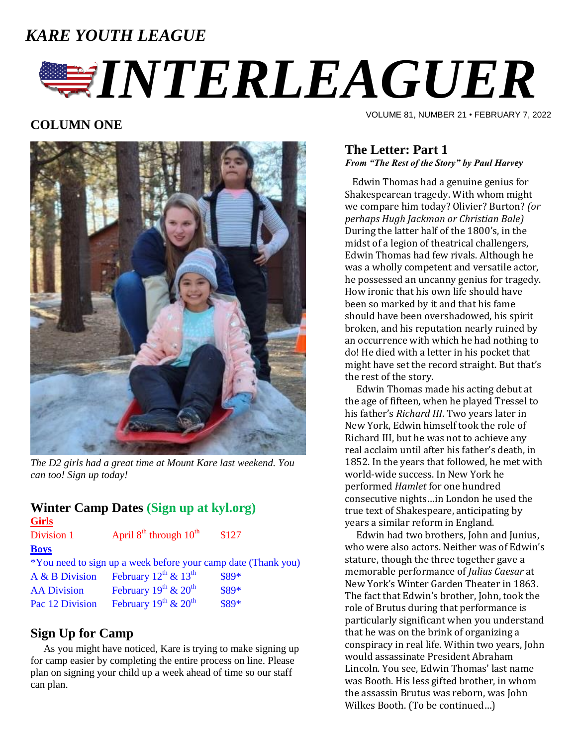*KARE YOUTH LEAGUE*

# *INTERLEAGUER*

VOLUME 81, NUMBER 21 • FEBRUARY 7, 2022

## COLUMN ONE

*The D2 girls had a great time at Mount Kare last weekend. You can too! Sign up today!*

### Winter Camp Dates (Sign up at kyl.org)

**Girls**

| | | |
|---|---|---|
| Division 1 | April 8th through 10th | $127 |

**Boys**

*You need to sign up a week before your camp date (Thank you)

| | | |
|---|---|---|
| A & B Division | February 12th & 13th | $89* |
| AA Division | February 19th & 20th | $89* |
| Pac 12 Division | February 19th & 20th | $89* |

### Sign Up for Camp

As you might have noticed, Kare is trying to make signing up for camp easier by completing the entire process on line. Please plan on signing your child up a week ahead of time so our staff can plan.

### The Letter: Part 1

***From "The Rest of the Story" by Paul Harvey***

Edwin Thomas had a genuine genius for Shakespearean tragedy. With whom might we compare him today? Olivier? Burton? *(or perhaps Hugh Jackman or Christian Bale)* During the latter half of the 1800's, in the midst of a legion of theatrical challengers, Edwin Thomas had few rivals. Although he was a wholly competent and versatile actor, he possessed an uncanny genius for tragedy. How ironic that his own life should have been so marked by it and that his fame should have been overshadowed, his spirit broken, and his reputation nearly ruined by an occurrence with which he had nothing to do! He died with a letter in his pocket that might have set the record straight. But that's the rest of the story.

Edwin Thomas made his acting debut at the age of fifteen, when he played Tressel to his father's *Richard III*. Two years later in New York, Edwin himself took the role of Richard III, but he was not to achieve any real acclaim until after his father's death, in 1852. In the years that followed, he met with world-wide success. In New York he performed *Hamlet* for one hundred consecutive nights…in London he used the true text of Shakespeare, anticipating by years a similar reform in England.

Edwin had two brothers, John and Junius, who were also actors. Neither was of Edwin's stature, though the three together gave a memorable performance of *Julius Caesar* at New York's Winter Garden Theater in 1863. The fact that Edwin's brother, John, took the role of Brutus during that performance is particularly significant when you understand that he was on the brink of organizing a conspiracy in real life. Within two years, John would assassinate President Abraham Lincoln. You see, Edwin Thomas' last name was Booth. His less gifted brother, in whom the assassin Brutus was reborn, was John Wilkes Booth. (To be continued…)